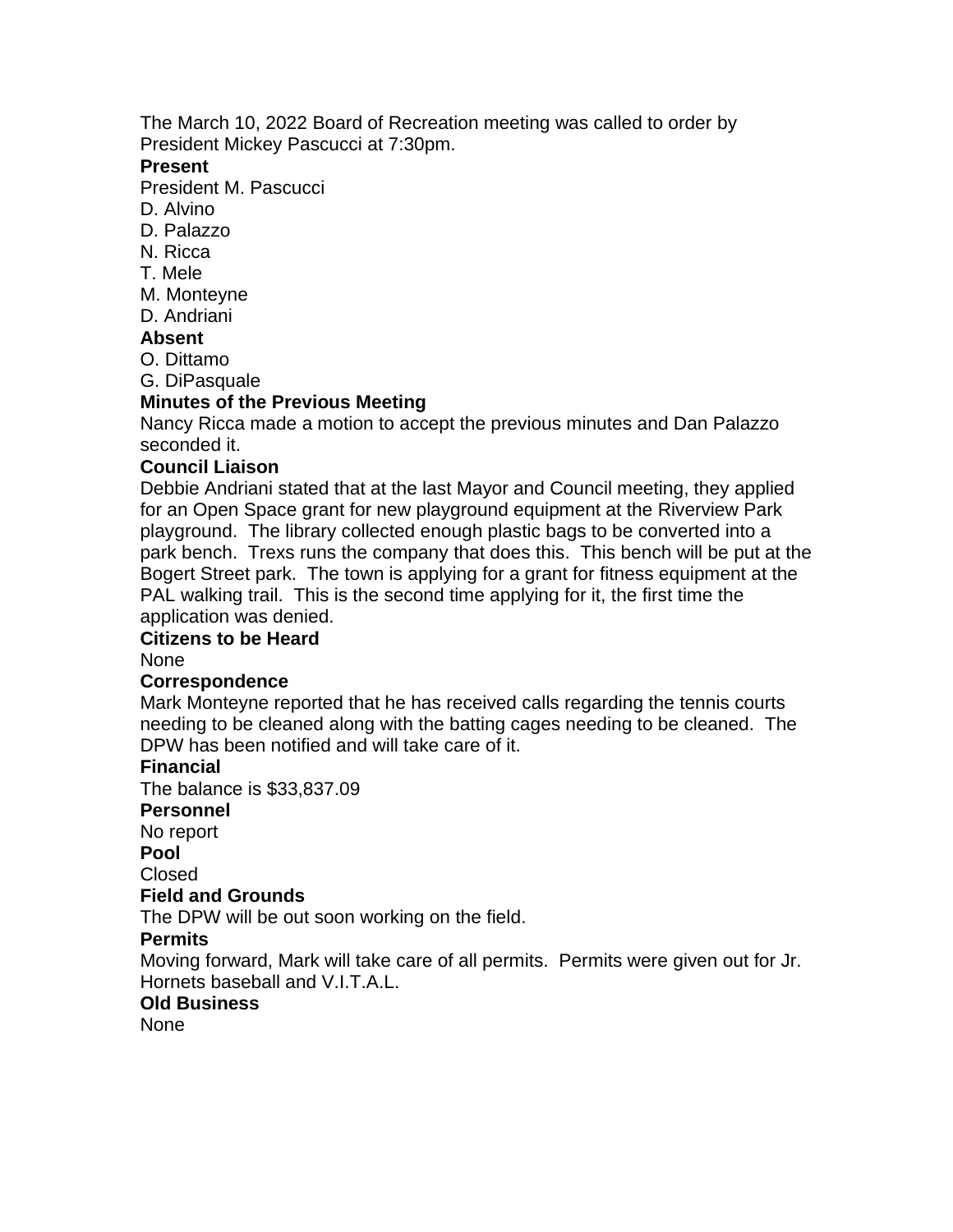The March 10, 2022 Board of Recreation meeting was called to order by President Mickey Pascucci at 7:30pm.

**Present**

President M. Pascucci
D. Alvino
D. Palazzo
N. Ricca
T. Mele
M. Monteyne
D. Andriani

**Absent**

O. Dittamo
G. DiPasquale

**Minutes of the Previous Meeting**

Nancy Ricca made a motion to accept the previous minutes and Dan Palazzo seconded it.

**Council Liaison**

Debbie Andriani stated that at the last Mayor and Council meeting, they applied for an Open Space grant for new playground equipment at the Riverview Park playground. The library collected enough plastic bags to be converted into a park bench. Trexs runs the company that does this. This bench will be put at the Bogert Street park. The town is applying for a grant for fitness equipment at the PAL walking trail. This is the second time applying for it, the first time the application was denied.

**Citizens to be Heard**

None

**Correspondence**

Mark Monteyne reported that he has received calls regarding the tennis courts needing to be cleaned along with the batting cages needing to be cleaned. The DPW has been notified and will take care of it.

**Financial**

The balance is $33,837.09

**Personnel**

No report

**Pool**

Closed

**Field and Grounds**

The DPW will be out soon working on the field.

**Permits**

Moving forward, Mark will take care of all permits. Permits were given out for Jr. Hornets baseball and V.I.T.A.L.

**Old Business**

None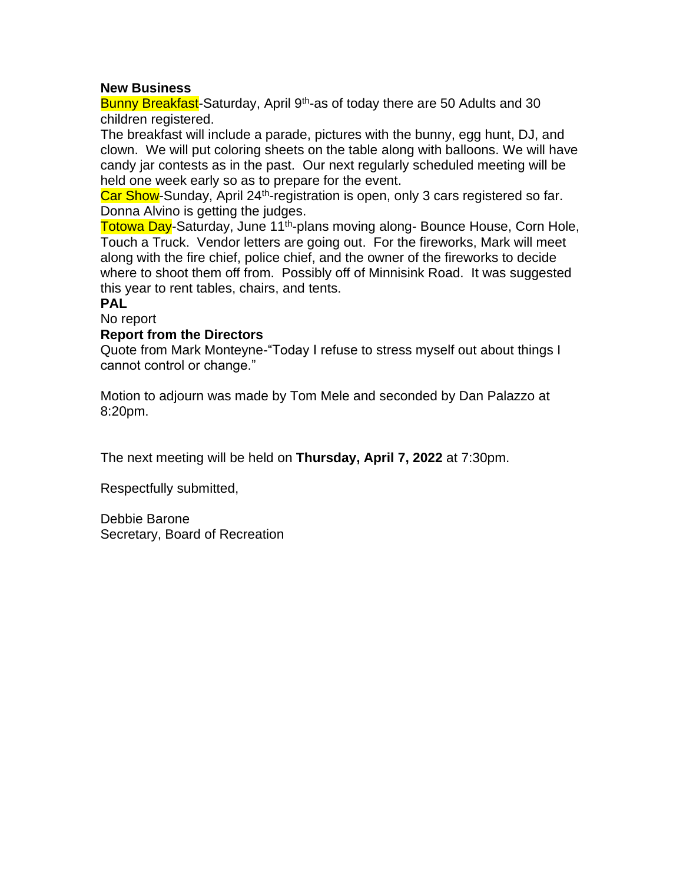**New Business**

Bunny Breakfast-Saturday, April 9th-as of today there are 50 Adults and 30 children registered.

The breakfast will include a parade, pictures with the bunny, egg hunt, DJ, and clown. We will put coloring sheets on the table along with balloons. We will have candy jar contests as in the past. Our next regularly scheduled meeting will be held one week early so as to prepare for the event.

Car Show-Sunday, April 24th-registration is open, only 3 cars registered so far. Donna Alvino is getting the judges.

Totowa Day-Saturday, June 11th-plans moving along- Bounce House, Corn Hole, Touch a Truck. Vendor letters are going out. For the fireworks, Mark will meet along with the fire chief, police chief, and the owner of the fireworks to decide where to shoot them off from. Possibly off of Minnisink Road. It was suggested this year to rent tables, chairs, and tents.

**PAL**

No report

**Report from the Directors**

Quote from Mark Monteyne-"Today I refuse to stress myself out about things I cannot control or change."

Motion to adjourn was made by Tom Mele and seconded by Dan Palazzo at 8:20pm.

The next meeting will be held on **Thursday, April 7, 2022** at 7:30pm.

Respectfully submitted,

Debbie Barone
Secretary, Board of Recreation